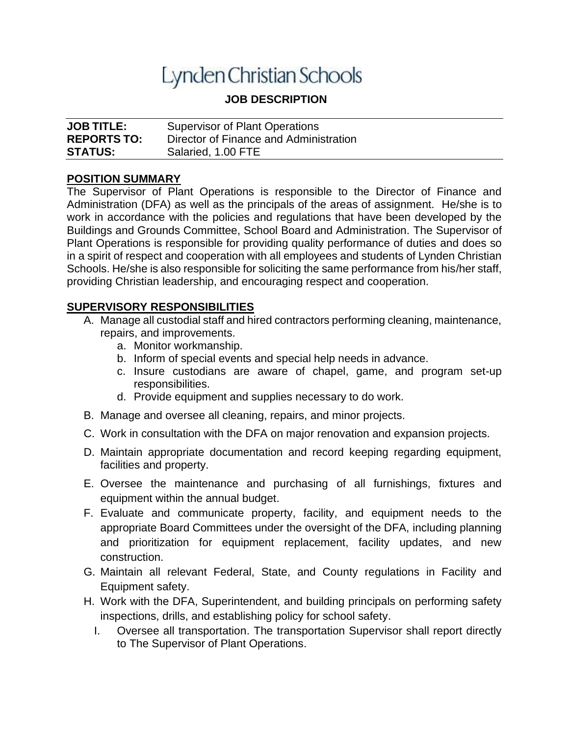# Lynden Christian Schools

## JOB DESCRIPTION

**JOB TITLE:** Supervisor of Plant Operations
**REPORTS TO:** Director of Finance and Administration
**STATUS:** Salaried, 1.00 FTE

**POSITION SUMMARY**

The Supervisor of Plant Operations is responsible to the Director of Finance and Administration (DFA) as well as the principals of the areas of assignment. He/she is to work in accordance with the policies and regulations that have been developed by the Buildings and Grounds Committee, School Board and Administration. The Supervisor of Plant Operations is responsible for providing quality performance of duties and does so in a spirit of respect and cooperation with all employees and students of Lynden Christian Schools. He/she is also responsible for soliciting the same performance from his/her staff, providing Christian leadership, and encouraging respect and cooperation.

**SUPERVISORY RESPONSIBILITIES**

A. Manage all custodial staff and hired contractors performing cleaning, maintenance, repairs, and improvements.
   a. Monitor workmanship.
   b. Inform of special events and special help needs in advance.
   c. Insure custodians are aware of chapel, game, and program set-up responsibilities.
   d. Provide equipment and supplies necessary to do work.

B. Manage and oversee all cleaning, repairs, and minor projects.

C. Work in consultation with the DFA on major renovation and expansion projects.

D. Maintain appropriate documentation and record keeping regarding equipment, facilities and property.

E. Oversee the maintenance and purchasing of all furnishings, fixtures and equipment within the annual budget.

F. Evaluate and communicate property, facility, and equipment needs to the appropriate Board Committees under the oversight of the DFA, including planning and prioritization for equipment replacement, facility updates, and new construction.

G. Maintain all relevant Federal, State, and County regulations in Facility and Equipment safety.

H. Work with the DFA, Superintendent, and building principals on performing safety inspections, drills, and establishing policy for school safety.

I. Oversee all transportation. The transportation Supervisor shall report directly to The Supervisor of Plant Operations.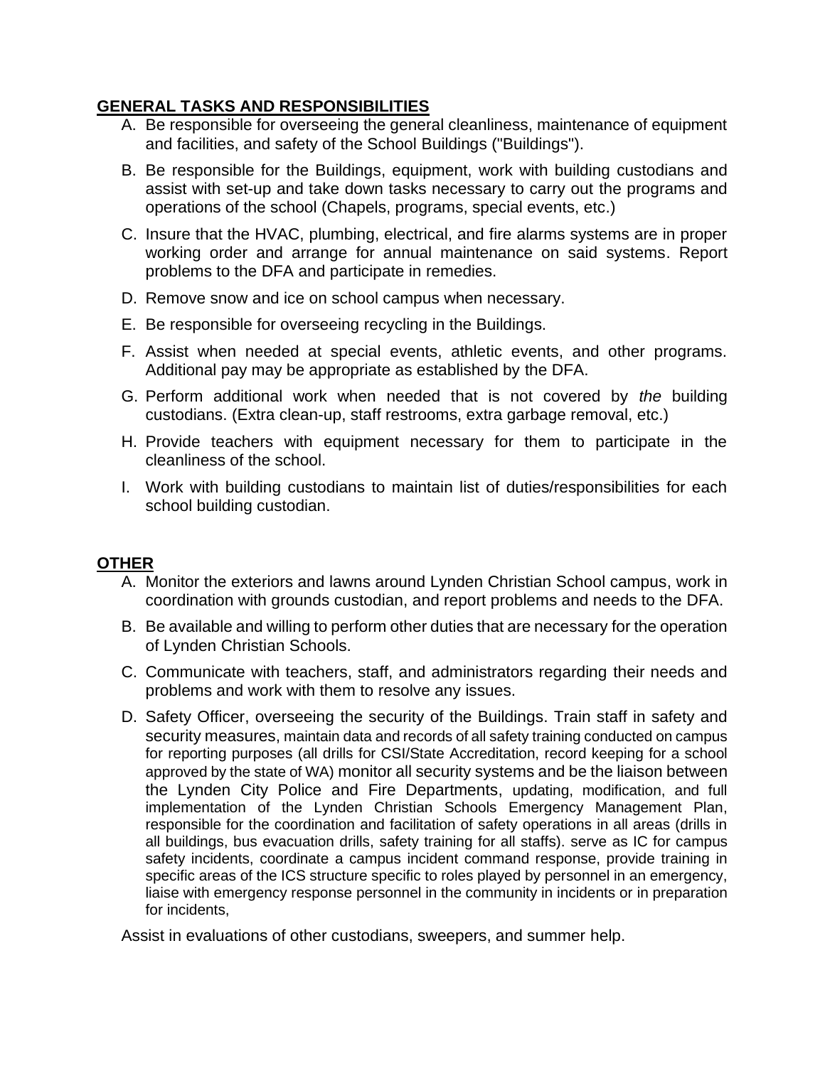## GENERAL TASKS AND RESPONSIBILITIES

A. Be responsible for overseeing the general cleanliness, maintenance of equipment and facilities, and safety of the School Buildings ("Buildings").

B. Be responsible for the Buildings, equipment, work with building custodians and assist with set-up and take down tasks necessary to carry out the programs and operations of the school (Chapels, programs, special events, etc.)

C. Insure that the HVAC, plumbing, electrical, and fire alarms systems are in proper working order and arrange for annual maintenance on said systems. Report problems to the DFA and participate in remedies.

D. Remove snow and ice on school campus when necessary.

E. Be responsible for overseeing recycling in the Buildings.

F. Assist when needed at special events, athletic events, and other programs. Additional pay may be appropriate as established by the DFA.

G. Perform additional work when needed that is not covered by *the* building custodians. (Extra clean-up, staff restrooms, extra garbage removal, etc.)

H. Provide teachers with equipment necessary for them to participate in the cleanliness of the school.

I. Work with building custodians to maintain list of duties/responsibilities for each school building custodian.

## OTHER

A. Monitor the exteriors and lawns around Lynden Christian School campus, work in coordination with grounds custodian, and report problems and needs to the DFA.

B. Be available and willing to perform other duties that are necessary for the operation of Lynden Christian Schools.

C. Communicate with teachers, staff, and administrators regarding their needs and problems and work with them to resolve any issues.

D. Safety Officer, overseeing the security of the Buildings. Train staff in safety and security measures, maintain data and records of all safety training conducted on campus for reporting purposes (all drills for CSI/State Accreditation, record keeping for a school approved by the state of WA) monitor all security systems and be the liaison between the Lynden City Police and Fire Departments, updating, modification, and full implementation of the Lynden Christian Schools Emergency Management Plan, responsible for the coordination and facilitation of safety operations in all areas (drills in all buildings, bus evacuation drills, safety training for all staffs). serve as IC for campus safety incidents, coordinate a campus incident command response, provide training in specific areas of the ICS structure specific to roles played by personnel in an emergency, liaise with emergency response personnel in the community in incidents or in preparation for incidents,

Assist in evaluations of other custodians, sweepers, and summer help.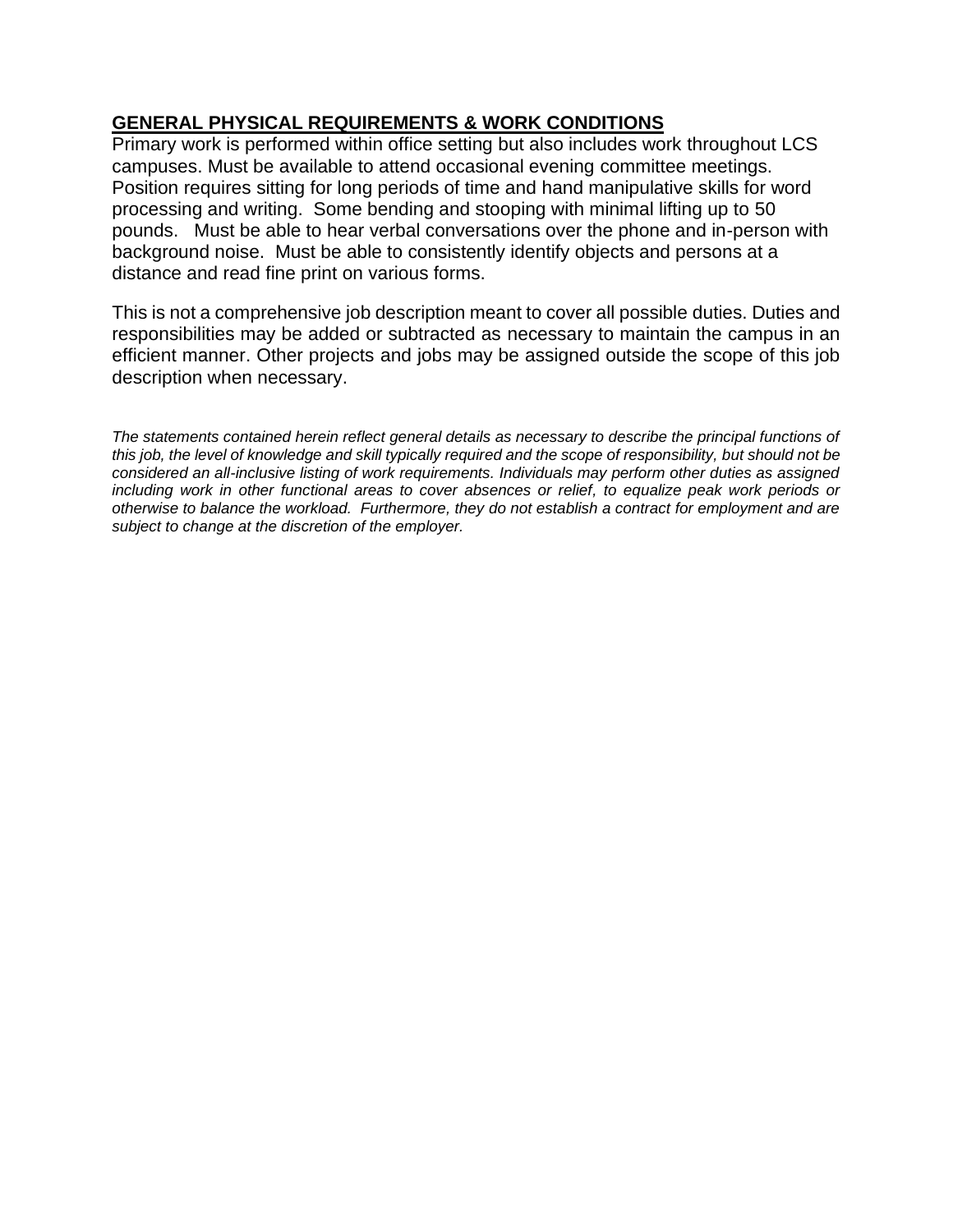**GENERAL PHYSICAL REQUIREMENTS & WORK CONDITIONS**

Primary work is performed within office setting but also includes work throughout LCS campuses. Must be available to attend occasional evening committee meetings. Position requires sitting for long periods of time and hand manipulative skills for word processing and writing. Some bending and stooping with minimal lifting up to 50 pounds. Must be able to hear verbal conversations over the phone and in-person with background noise. Must be able to consistently identify objects and persons at a distance and read fine print on various forms.

This is not a comprehensive job description meant to cover all possible duties. Duties and responsibilities may be added or subtracted as necessary to maintain the campus in an efficient manner. Other projects and jobs may be assigned outside the scope of this job description when necessary.

*The statements contained herein reflect general details as necessary to describe the principal functions of this job, the level of knowledge and skill typically required and the scope of responsibility, but should not be considered an all-inclusive listing of work requirements. Individuals may perform other duties as assigned including work in other functional areas to cover absences or relief, to equalize peak work periods or otherwise to balance the workload. Furthermore, they do not establish a contract for employment and are subject to change at the discretion of the employer.*